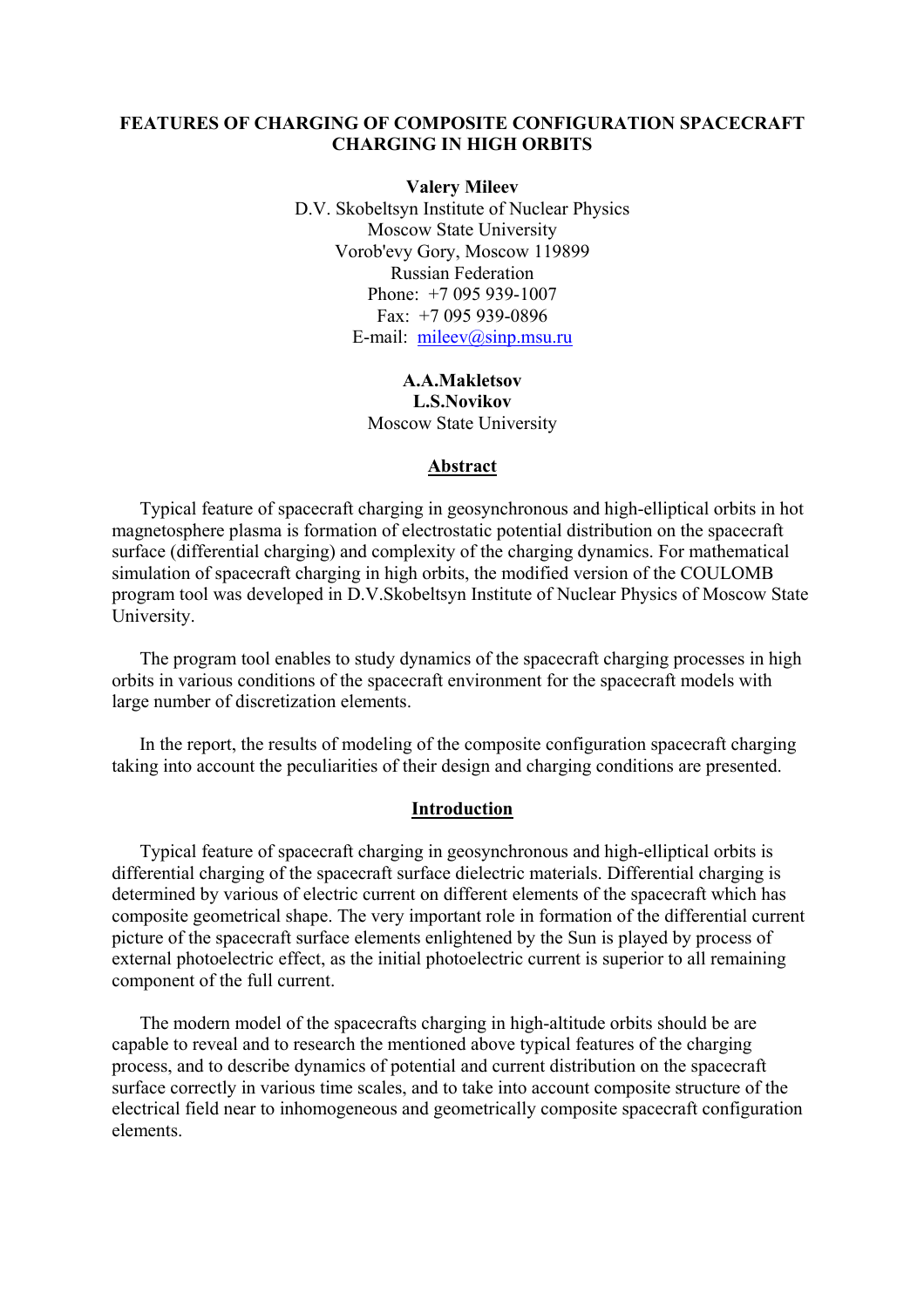# FEATURES OF CHARGING OF COMPOSITE CONFIGURATION SPACECRAFT CHARGING IN HIGH ORBITS

**Valery Mileev**
D.V. Skobeltsyn Institute of Nuclear Physics
Moscow State University
Vorob'evy Gory, Moscow 119899
Russian Federation
Phone: +7 095 939-1007
Fax: +7 095 939-0896
E-mail: mileev@sinp.msu.ru

**A.A.Makletsov**
**L.S.Novikov**
Moscow State University

## Abstract

Typical feature of spacecraft charging in geosynchronous and high-elliptical orbits in hot magnetosphere plasma is formation of electrostatic potential distribution on the spacecraft surface (differential charging) and complexity of the charging dynamics. For mathematical simulation of spacecraft charging in high orbits, the modified version of the COULOMB program tool was developed in D.V.Skobeltsyn Institute of Nuclear Physics of Moscow State University.

The program tool enables to study dynamics of the spacecraft charging processes in high orbits in various conditions of the spacecraft environment for the spacecraft models with large number of discretization elements.

In the report, the results of modeling of the composite configuration spacecraft charging taking into account the peculiarities of their design and charging conditions are presented.

## Introduction

Typical feature of spacecraft charging in geosynchronous and high-elliptical orbits is differential charging of the spacecraft surface dielectric materials. Differential charging is determined by various of electric current on different elements of the spacecraft which has composite geometrical shape. The very important role in formation of the differential current picture of the spacecraft surface elements enlightened by the Sun is played by process of external photoelectric effect, as the initial photoelectric current is superior to all remaining component of the full current.

The modern model of the spacecrafts charging in high-altitude orbits should be are capable to reveal and to research the mentioned above typical features of the charging process, and to describe dynamics of potential and current distribution on the spacecraft surface correctly in various time scales, and to take into account composite structure of the electrical field near to inhomogeneous and geometrically composite spacecraft configuration elements.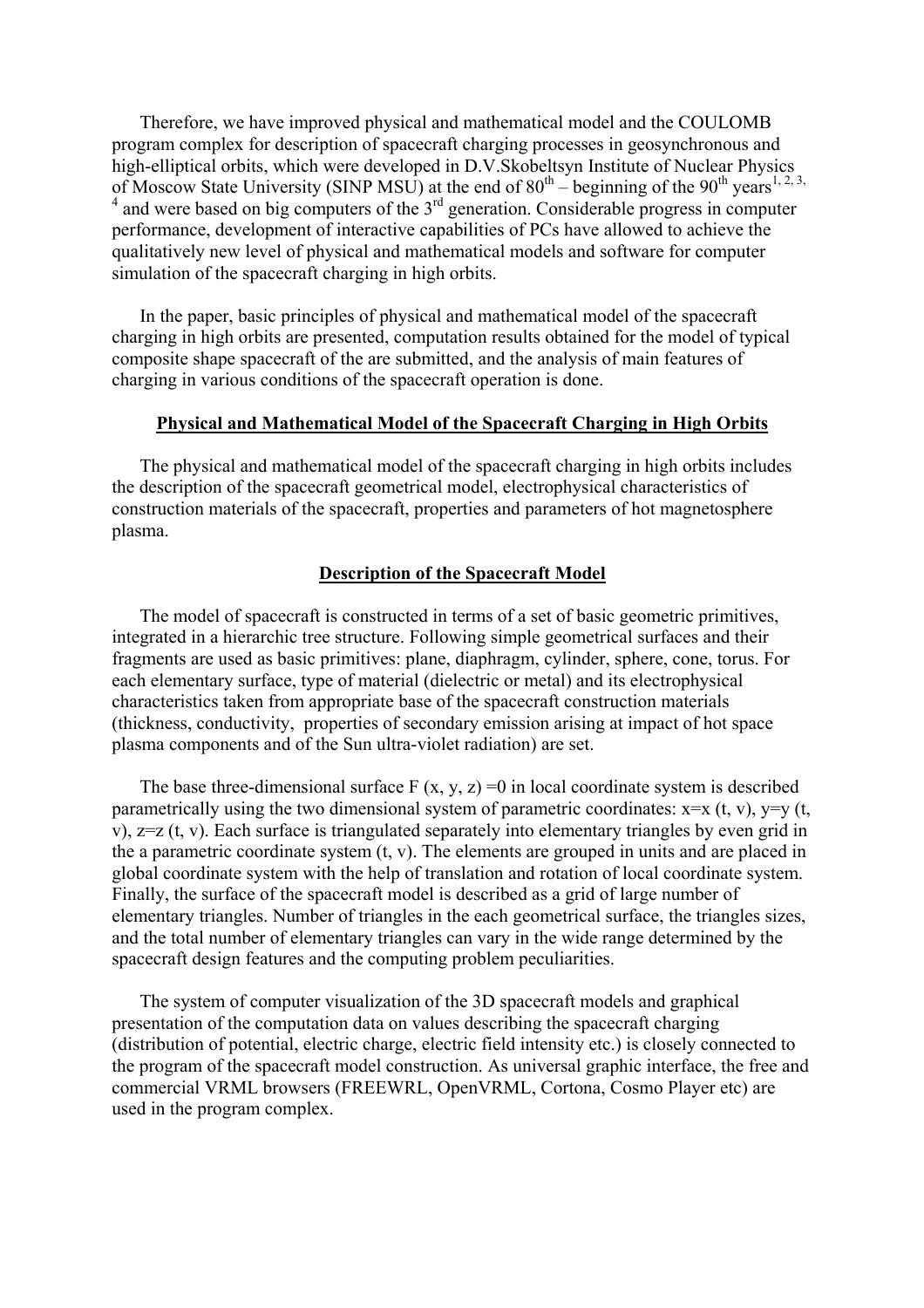Therefore, we have improved physical and mathematical model and the COULOMB program complex for description of spacecraft charging processes in geosynchronous and high-elliptical orbits, which were developed in D.V.Skobeltsyn Institute of Nuclear Physics of Moscow State University (SINP MSU) at the end of $80^{th}$ – beginning of the $90^{th}$ years[1, 2, 3, 4] and were based on big computers of the $3^{rd}$ generation. Considerable progress in computer performance, development of interactive capabilities of PCs have allowed to achieve the qualitatively new level of physical and mathematical models and software for computer simulation of the spacecraft charging in high orbits.

In the paper, basic principles of physical and mathematical model of the spacecraft charging in high orbits are presented, computation results obtained for the model of typical composite shape spacecraft of the are submitted, and the analysis of main features of charging in various conditions of the spacecraft operation is done.

## Physical and Mathematical Model of the Spacecraft Charging in High Orbits

The physical and mathematical model of the spacecraft charging in high orbits includes the description of the spacecraft geometrical model, electrophysical characteristics of construction materials of the spacecraft, properties and parameters of hot magnetosphere plasma.

## Description of the Spacecraft Model

The model of spacecraft is constructed in terms of a set of basic geometric primitives, integrated in a hierarchic tree structure. Following simple geometrical surfaces and their fragments are used as basic primitives: plane, diaphragm, cylinder, sphere, cone, torus. For each elementary surface, type of material (dielectric or metal) and its electrophysical characteristics taken from appropriate base of the spacecraft construction materials (thickness, conductivity, properties of secondary emission arising at impact of hot space plasma components and of the Sun ultra-violet radiation) are set.

The base three-dimensional surface $F(x, y, z) = 0$ in local coordinate system is described parametrically using the two dimensional system of parametric coordinates: $x = x(t, v)$, $y = y(t, v)$, $z = z(t, v)$. Each surface is triangulated separately into elementary triangles by even grid in the a parametric coordinate system $(t, v)$. The elements are grouped in units and are placed in global coordinate system with the help of translation and rotation of local coordinate system. Finally, the surface of the spacecraft model is described as a grid of large number of elementary triangles. Number of triangles in the each geometrical surface, the triangles sizes, and the total number of elementary triangles can vary in the wide range determined by the spacecraft design features and the computing problem peculiarities.

The system of computer visualization of the 3D spacecraft models and graphical presentation of the computation data on values describing the spacecraft charging (distribution of potential, electric charge, electric field intensity etc.) is closely connected to the program of the spacecraft model construction. As universal graphic interface, the free and commercial VRML browsers (FREEWRL, OpenVRML, Cortona, Cosmo Player etc) are used in the program complex.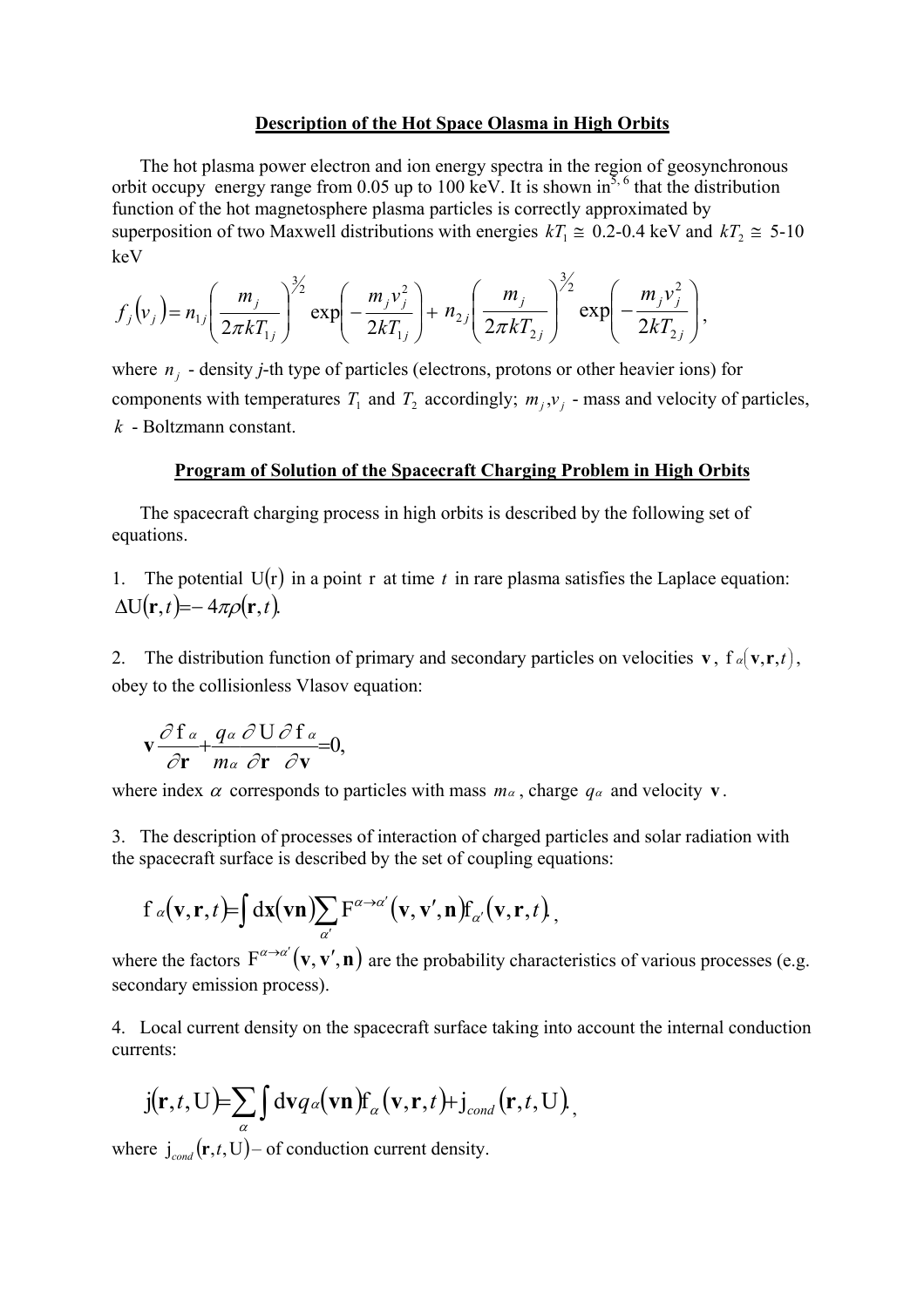## Description of the Hot Space Olasma in High Orbits

The hot plasma power electron and ion energy spectra in the region of geosynchronous orbit occupy energy range from 0.05 up to 100 keV. It is shown in[5, 6] that the distribution function of the hot magnetosphere plasma particles is correctly approximated by superposition of two Maxwell distributions with energies $kT_1 \cong$ 0.2-0.4 keV and $kT_2 \cong$ 5-10 keV

$$f_j(v_j) = n_{1j}\left(\frac{m_j}{2\pi kT_{1j}}\right)^{3/2} \exp\left(-\frac{m_j v_j^2}{2kT_{1j}}\right) + n_{2j}\left(\frac{m_j}{2\pi kT_{2j}}\right)^{3/2} \exp\left(-\frac{m_j v_j^2}{2kT_{2j}}\right),$$

where $n_j$ - density $j$-th type of particles (electrons, protons or other heavier ions) for components with temperatures $T_1$ and $T_2$ accordingly; $m_j, v_j$ - mass and velocity of particles, $k$ - Boltzmann constant.

## Program of Solution of the Spacecraft Charging Problem in High Orbits

The spacecraft charging process in high orbits is described by the following set of equations.

1. The potential $\mathrm{U}(\mathrm{r})$ in a point $\mathrm{r}$ at time $t$ in rare plasma satisfies the Laplace equation: $\Delta \mathrm{U}(\mathbf{r},t) = -4\pi\rho(\mathbf{r},t)$.

2. The distribution function of primary and secondary particles on velocities $\mathbf{v}$, $\mathrm{f}_\alpha(\mathbf{v},\mathbf{r},t)$, obey to the collisionless Vlasov equation:

$$\mathbf{v}\frac{\partial \mathrm{f}_\alpha}{\partial \mathbf{r}} + \frac{q_\alpha}{m_\alpha}\frac{\partial \mathrm{U}}{\partial \mathbf{r}}\frac{\partial \mathrm{f}_\alpha}{\partial \mathbf{v}} = 0,$$

where index $\alpha$ corresponds to particles with mass $m_\alpha$, charge $q_\alpha$ and velocity $\mathbf{v}$.

3. The description of processes of interaction of charged particles and solar radiation with the spacecraft surface is described by the set of coupling equations:

$$\mathrm{f}_\alpha(\mathbf{v},\mathbf{r},t) = \int \mathrm{d}\mathbf{x}(\mathbf{vn}) \sum_{\alpha'} \mathrm{F}^{\alpha\to\alpha'}(\mathbf{v},\mathbf{v}',\mathbf{n})\mathrm{f}_{\alpha'}(\mathbf{v},\mathbf{r},t),$$

where the factors $\mathrm{F}^{\alpha\to\alpha'}(\mathbf{v},\mathbf{v}',\mathbf{n})$ are the probability characteristics of various processes (e.g. secondary emission process).

4. Local current density on the spacecraft surface taking into account the internal conduction currents:

$$\mathrm{j}(\mathbf{r},t,\mathrm{U}) = \sum_\alpha \int \mathrm{d}\mathbf{v} q_\alpha(\mathbf{vn})\mathrm{f}_\alpha(\mathbf{v},\mathbf{r},t) + \mathrm{j}_{cond}(\mathbf{r},t,\mathrm{U}),$$

where $\mathrm{j}_{cond}(\mathbf{r},t,\mathrm{U})$ – of conduction current density.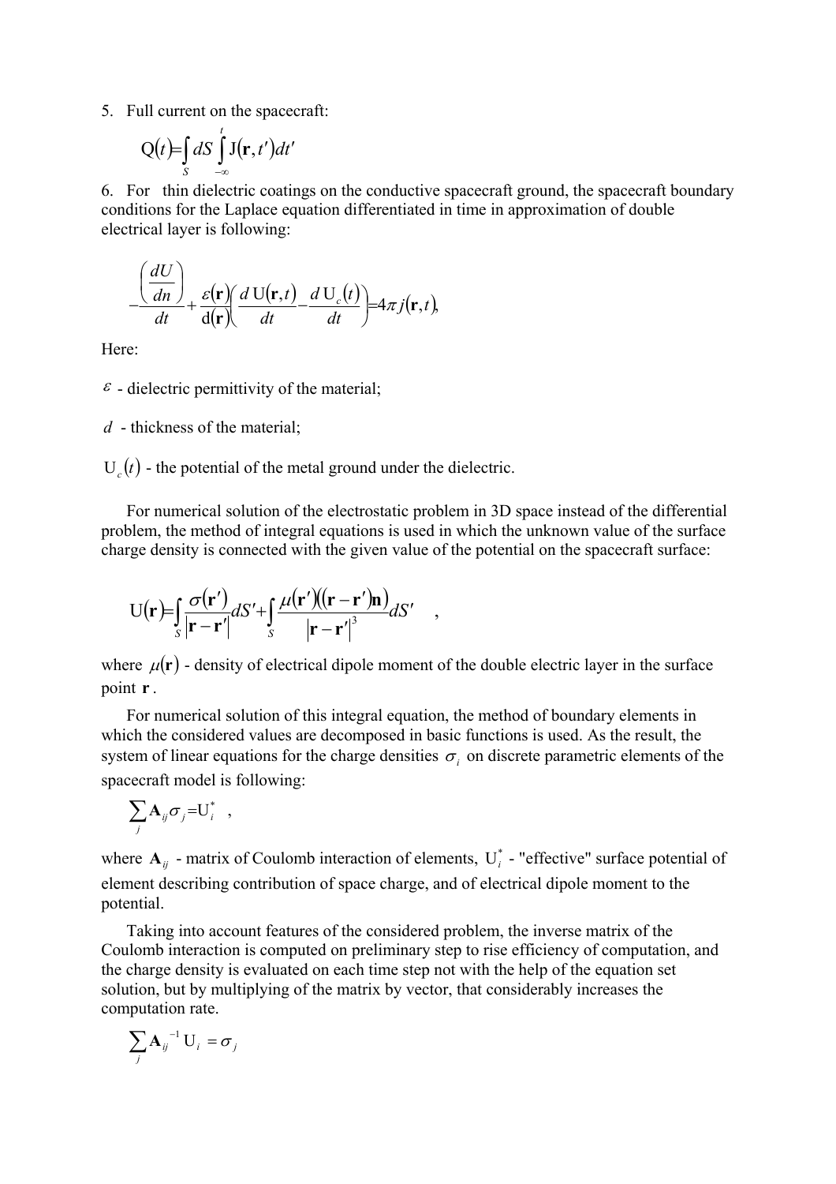5. Full current on the spacecraft:

$$\mathrm{Q}(t) = \int_S dS \int_{-\infty}^{t} \mathrm{J}(\mathbf{r}, t')dt'$$

6. For thin dielectric coatings on the conductive spacecraft ground, the spacecraft boundary conditions for the Laplace equation differentiated in time in approximation of double electrical layer is following:

$$-\frac{\left(\frac{dU}{dn}\right)}{dt} + \frac{\varepsilon(\mathbf{r})}{\mathrm{d}(\mathbf{r})}\left(\frac{d\,\mathrm{U}(\mathbf{r},t)}{dt} - \frac{d\,\mathrm{U}_c(t)}{dt}\right) = 4\pi j(\mathbf{r},t),$$

Here:

$\varepsilon$ - dielectric permittivity of the material;

$d$ - thickness of the material;

$\mathrm{U}_c(t)$ - the potential of the metal ground under the dielectric.

For numerical solution of the electrostatic problem in 3D space instead of the differential problem, the method of integral equations is used in which the unknown value of the surface charge density is connected with the given value of the potential on the spacecraft surface:

$$\mathrm{U}(\mathbf{r}) = \int_S \frac{\sigma(\mathbf{r}')}{|\mathbf{r} - \mathbf{r}'|}dS' + \int_S \frac{\mu(\mathbf{r}')((\mathbf{r} - \mathbf{r}')\mathbf{n})}{|\mathbf{r} - \mathbf{r}'|^3}dS' \quad ,$$

where $\mu(\mathbf{r})$ - density of electrical dipole moment of the double electric layer in the surface point $\mathbf{r}$.

For numerical solution of this integral equation, the method of boundary elements in which the considered values are decomposed in basic functions is used. As the result, the system of linear equations for the charge densities $\sigma_i$ on discrete parametric elements of the spacecraft model is following:

$$\sum_j \mathbf{A}_{ij}\sigma_j = \mathrm{U}_i^* \quad ,$$

where $\mathbf{A}_{ij}$ - matrix of Coulomb interaction of elements, $\mathrm{U}_i^*$ - "effective" surface potential of element describing contribution of space charge, and of electrical dipole moment to the potential.

Taking into account features of the considered problem, the inverse matrix of the Coulomb interaction is computed on preliminary step to rise efficiency of computation, and the charge density is evaluated on each time step not with the help of the equation set solution, but by multiplying of the matrix by vector, that considerably increases the computation rate.

$$\sum_j \mathbf{A}_{ij}^{-1}\mathrm{U}_i = \sigma_j$$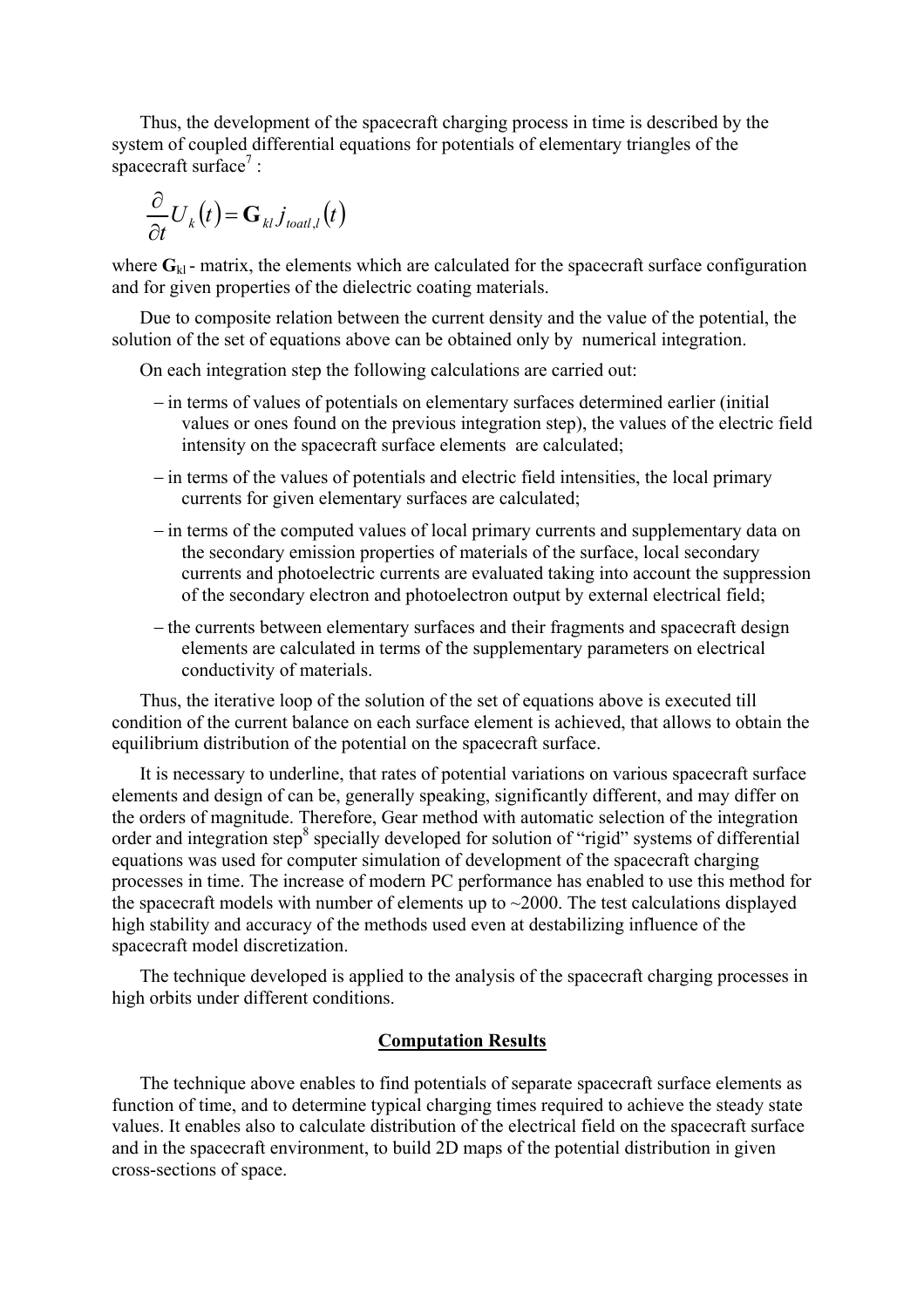Thus, the development of the spacecraft charging process in time is described by the system of coupled differential equations for potentials of elementary triangles of the spacecraft surface[7] :

$$\frac{\partial}{\partial t}U_k(t) = \mathbf{G}_{kl}\, j_{toatl,l}(t)$$

where $\mathbf{G}_{kl}$ - matrix, the elements which are calculated for the spacecraft surface configuration and for given properties of the dielectric coating materials.

Due to composite relation between the current density and the value of the potential, the solution of the set of equations above can be obtained only by numerical integration.

On each integration step the following calculations are carried out:

– in terms of values of potentials on elementary surfaces determined earlier (initial values or ones found on the previous integration step), the values of the electric field intensity on the spacecraft surface elements are calculated;

– in terms of the values of potentials and electric field intensities, the local primary currents for given elementary surfaces are calculated;

– in terms of the computed values of local primary currents and supplementary data on the secondary emission properties of materials of the surface, local secondary currents and photoelectric currents are evaluated taking into account the suppression of the secondary electron and photoelectron output by external electrical field;

– the currents between elementary surfaces and their fragments and spacecraft design elements are calculated in terms of the supplementary parameters on electrical conductivity of materials.

Thus, the iterative loop of the solution of the set of equations above is executed till condition of the current balance on each surface element is achieved, that allows to obtain the equilibrium distribution of the potential on the spacecraft surface.

It is necessary to underline, that rates of potential variations on various spacecraft surface elements and design of can be, generally speaking, significantly different, and may differ on the orders of magnitude. Therefore, Gear method with automatic selection of the integration order and integration step[8] specially developed for solution of "rigid" systems of differential equations was used for computer simulation of development of the spacecraft charging processes in time. The increase of modern PC performance has enabled to use this method for the spacecraft models with number of elements up to ~2000. The test calculations displayed high stability and accuracy of the methods used even at destabilizing influence of the spacecraft model discretization.

The technique developed is applied to the analysis of the spacecraft charging processes in high orbits under different conditions.

## Computation Results

The technique above enables to find potentials of separate spacecraft surface elements as function of time, and to determine typical charging times required to achieve the steady state values. It enables also to calculate distribution of the electrical field on the spacecraft surface and in the spacecraft environment, to build 2D maps of the potential distribution in given cross-sections of space.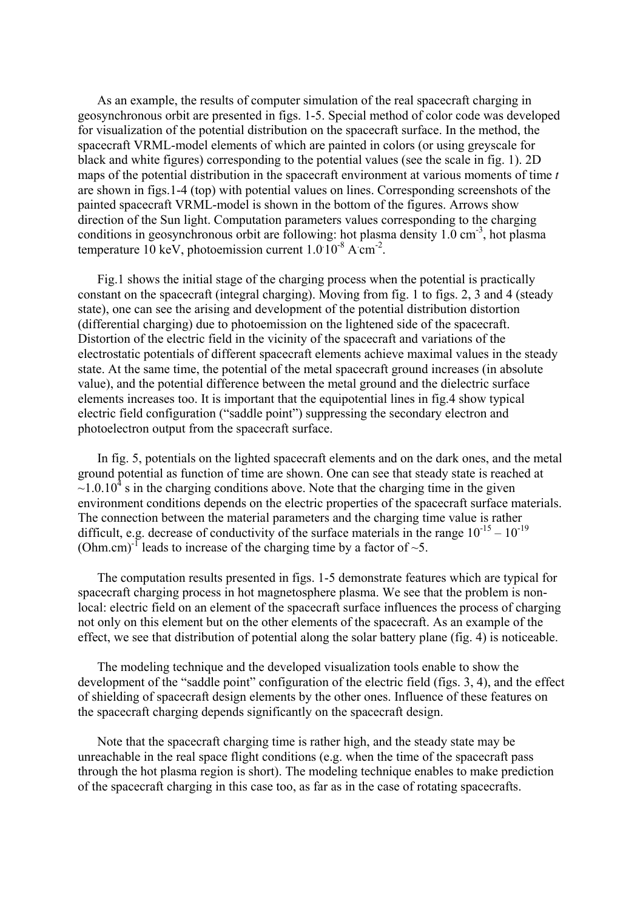As an example, the results of computer simulation of the real spacecraft charging in geosynchronous orbit are presented in figs. 1-5. Special method of color code was developed for visualization of the potential distribution on the spacecraft surface. In the method, the spacecraft VRML-model elements of which are painted in colors (or using greyscale for black and white figures) corresponding to the potential values (see the scale in fig. 1). 2D maps of the potential distribution in the spacecraft environment at various moments of time *t* are shown in figs.1-4 (top) with potential values on lines. Corresponding screenshots of the painted spacecraft VRML-model is shown in the bottom of the figures. Arrows show direction of the Sun light. Computation parameters values corresponding to the charging conditions in geosynchronous orbit are following: hot plasma density 1.0 $cm^{-3}$, hot plasma temperature 10 keV, photoemission current $1.0 \cdot 10^{-8}$ $A \cdot cm^{-2}$.

Fig.1 shows the initial stage of the charging process when the potential is practically constant on the spacecraft (integral charging). Moving from fig. 1 to figs. 2, 3 and 4 (steady state), one can see the arising and development of the potential distribution distortion (differential charging) due to photoemission on the lightened side of the spacecraft. Distortion of the electric field in the vicinity of the spacecraft and variations of the electrostatic potentials of different spacecraft elements achieve maximal values in the steady state. At the same time, the potential of the metal spacecraft ground increases (in absolute value), and the potential difference between the metal ground and the dielectric surface elements increases too. It is important that the equipotential lines in fig.4 show typical electric field configuration ("saddle point") suppressing the secondary electron and photoelectron output from the spacecraft surface.

In fig. 5, potentials on the lighted spacecraft elements and on the dark ones, and the metal ground potential as function of time are shown. One can see that steady state is reached at $\sim 1.0 \cdot 10^{4}$ s in the charging conditions above. Note that the charging time in the given environment conditions depends on the electric properties of the spacecraft surface materials. The connection between the material parameters and the charging time value is rather difficult, e.g. decrease of conductivity of the surface materials in the range $10^{-15} - 10^{-19}$ $(Ohm.cm)^{-1}$ leads to increase of the charging time by a factor of ~5.

The computation results presented in figs. 1-5 demonstrate features which are typical for spacecraft charging process in hot magnetosphere plasma. We see that the problem is non-local: electric field on an element of the spacecraft surface influences the process of charging not only on this element but on the other elements of the spacecraft. As an example of the effect, we see that distribution of potential along the solar battery plane (fig. 4) is noticeable.

The modeling technique and the developed visualization tools enable to show the development of the "saddle point" configuration of the electric field (figs. 3, 4), and the effect of shielding of spacecraft design elements by the other ones. Influence of these features on the spacecraft charging depends significantly on the spacecraft design.

Note that the spacecraft charging time is rather high, and the steady state may be unreachable in the real space flight conditions (e.g. when the time of the spacecraft pass through the hot plasma region is short). The modeling technique enables to make prediction of the spacecraft charging in this case too, as far as in the case of rotating spacecrafts.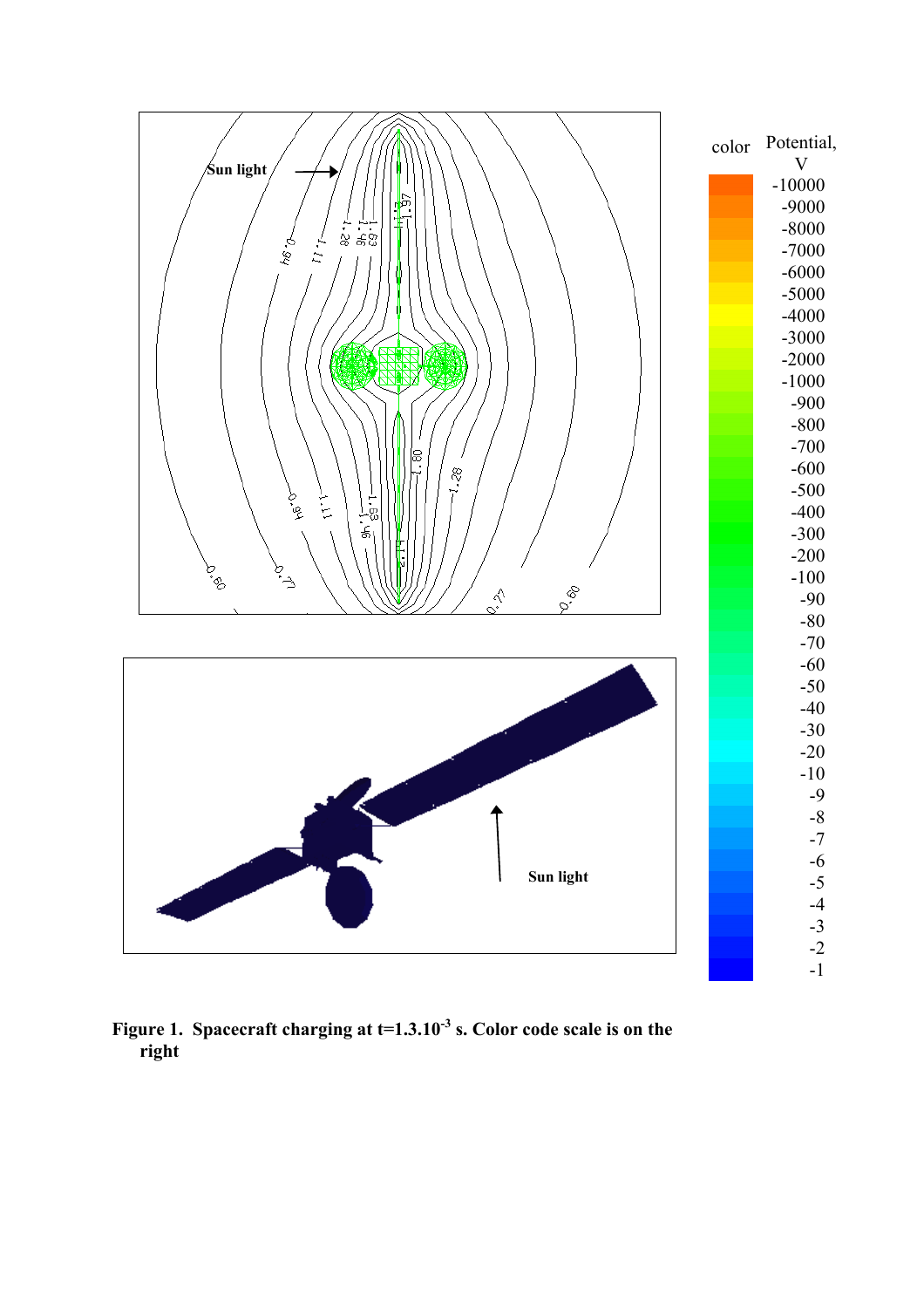**Figure 1. Spacecraft charging at t=1.3.10$^{-3}$ s. Color code scale is on the right**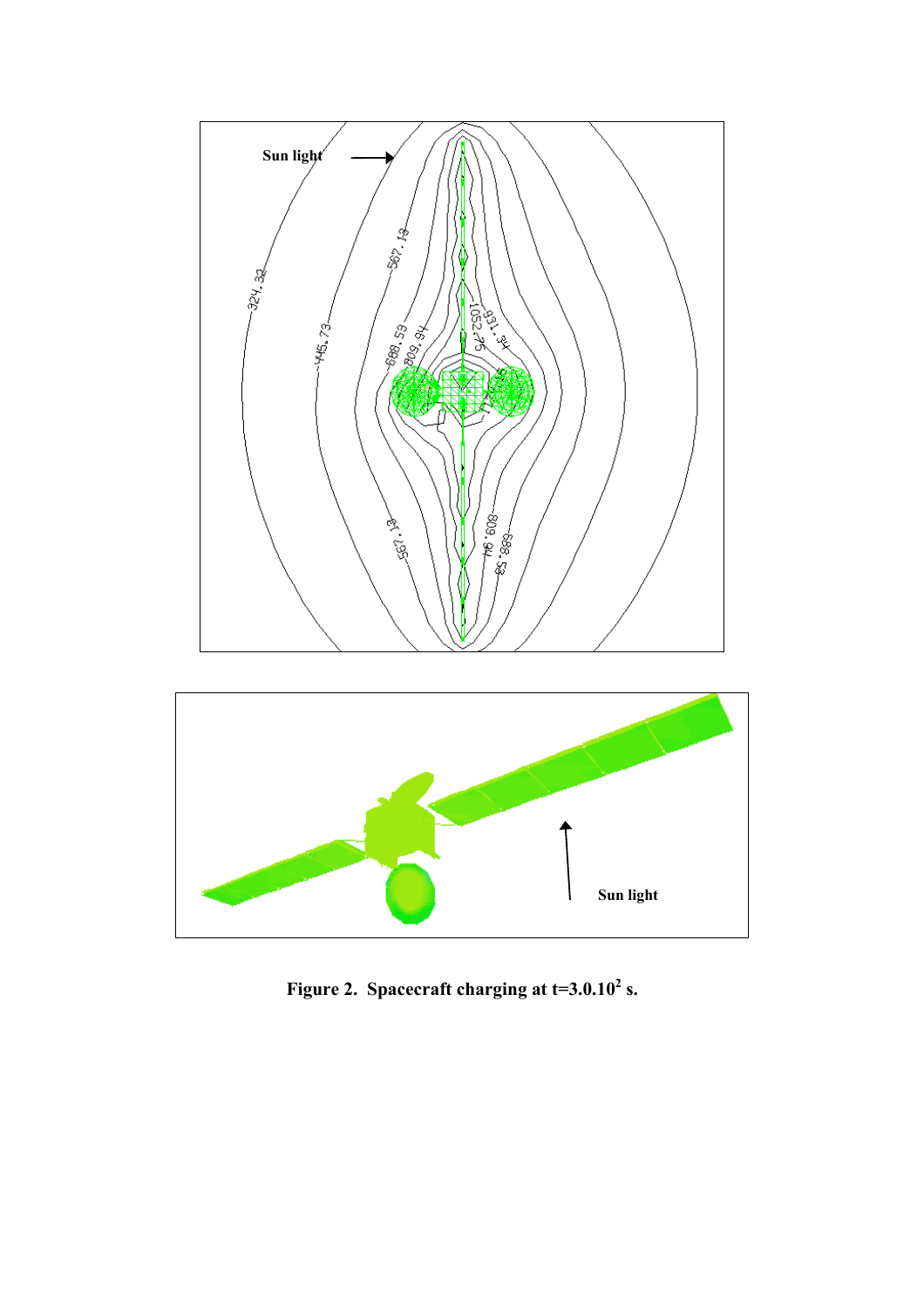**Figure 2. Spacecraft charging at t=3.0.10$^2$ s.**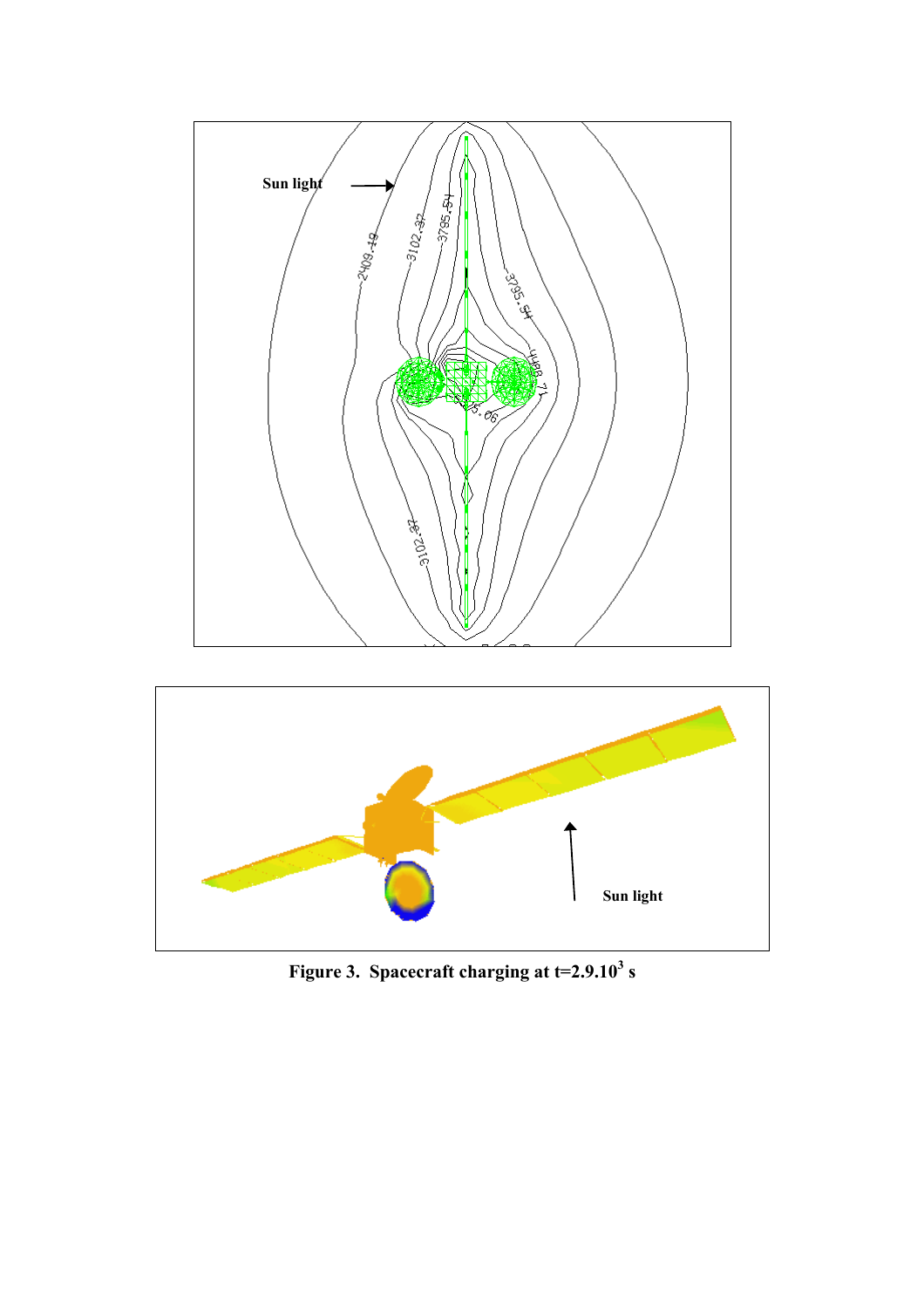**Figure 3. Spacecraft charging at t=2.9.10$^3$ s**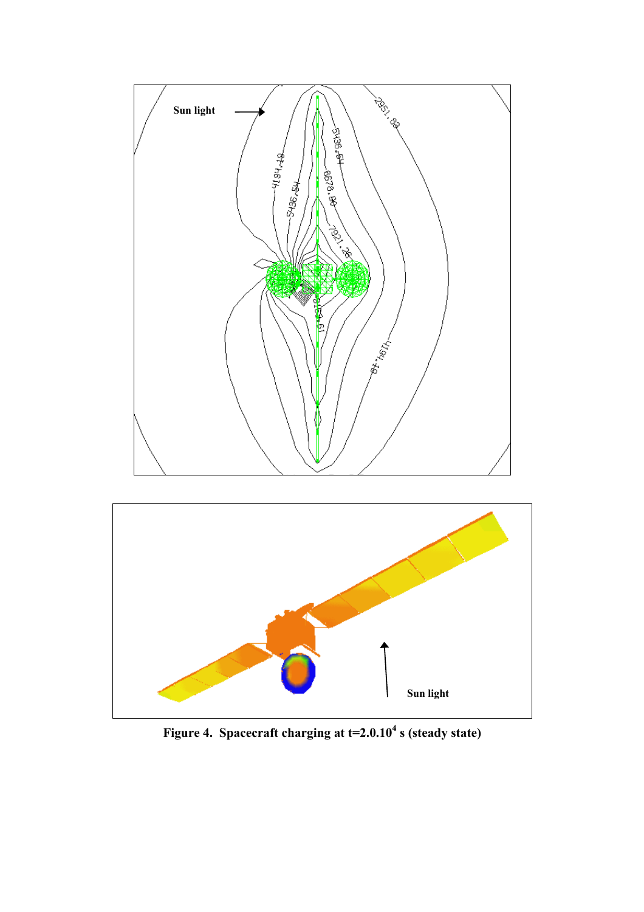**Figure 4. Spacecraft charging at t=2.0.10$^4$ s (steady state)**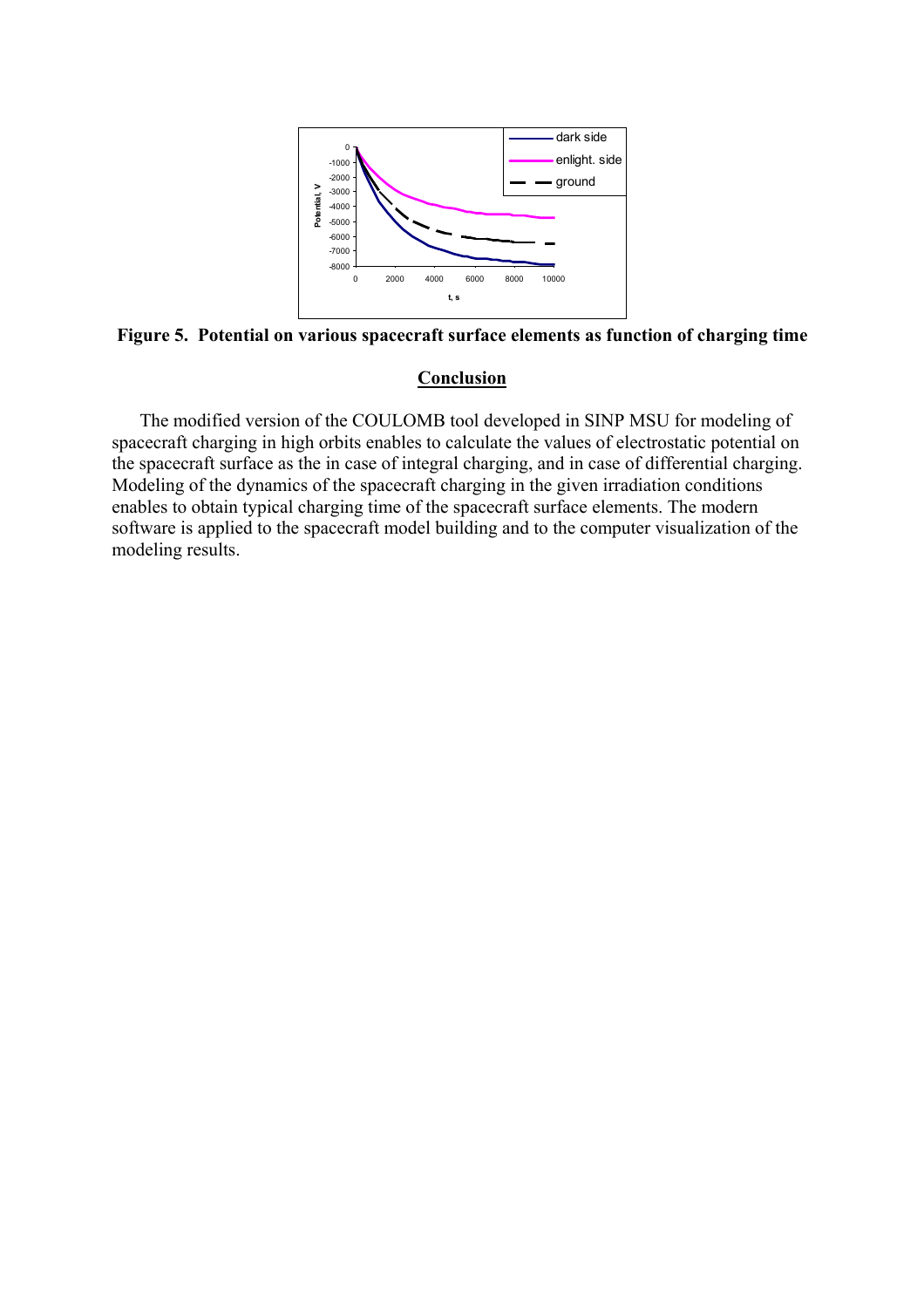**Figure 5. Potential on various spacecraft surface elements as function of charging time**

## Conclusion

The modified version of the COULOMB tool developed in SINP MSU for modeling of spacecraft charging in high orbits enables to calculate the values of electrostatic potential on the spacecraft surface as the in case of integral charging, and in case of differential charging. Modeling of the dynamics of the spacecraft charging in the given irradiation conditions enables to obtain typical charging time of the spacecraft surface elements. The modern software is applied to the spacecraft model building and to the computer visualization of the modeling results.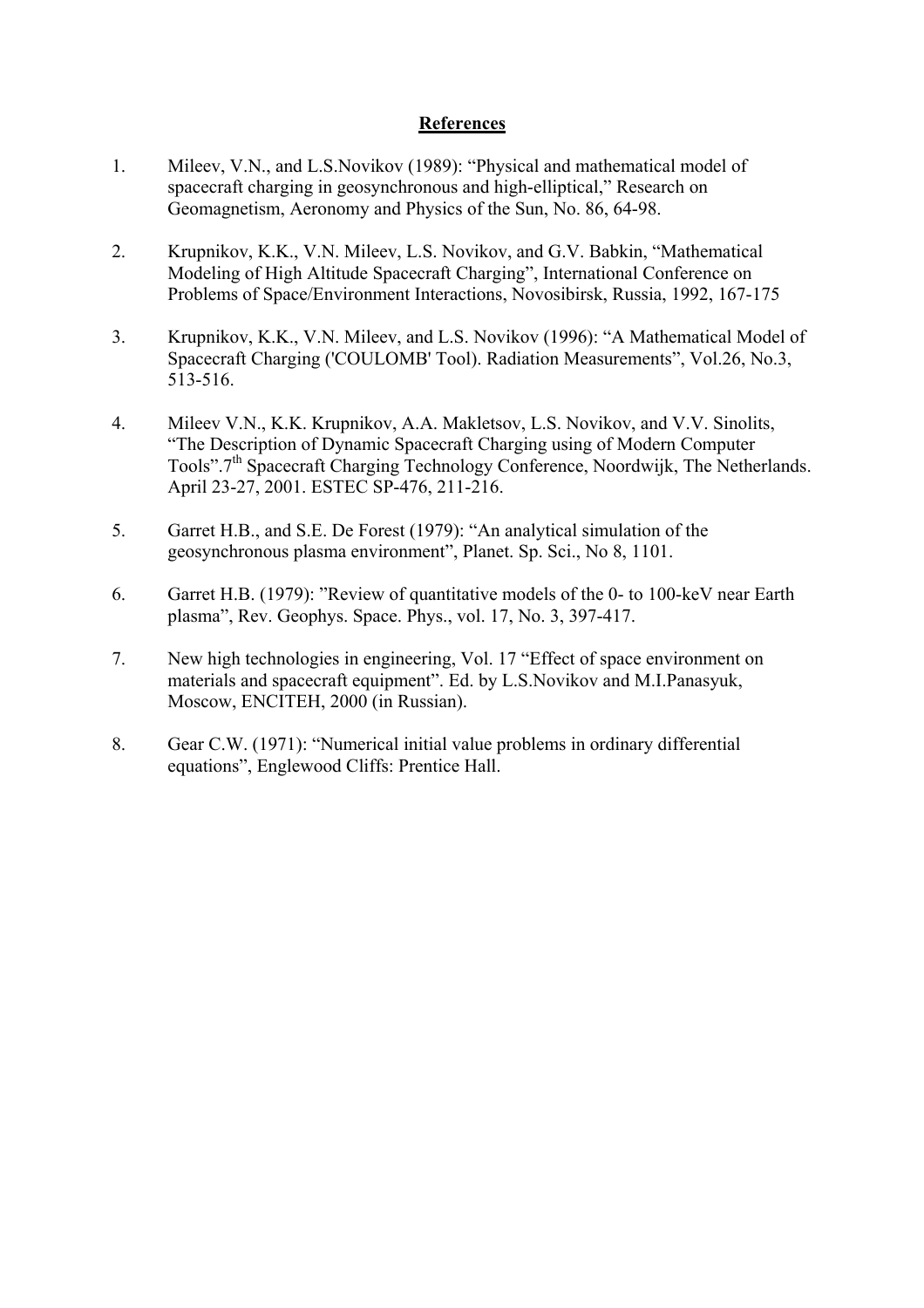## References

1. Mileev, V.N., and L.S.Novikov (1989): "Physical and mathematical model of spacecraft charging in geosynchronous and high-elliptical," Research on Geomagnetism, Aeronomy and Physics of the Sun, No. 86, 64-98.

2. Krupnikov, K.K., V.N. Mileev, L.S. Novikov, and G.V. Babkin, "Mathematical Modeling of High Altitude Spacecraft Charging", International Conference on Problems of Space/Environment Interactions, Novosibirsk, Russia, 1992, 167-175

3. Krupnikov, K.K., V.N. Mileev, and L.S. Novikov (1996): "A Mathematical Model of Spacecraft Charging ('COULOMB' Tool). Radiation Measurements", Vol.26, No.3, 513-516.

4. Mileev V.N., K.K. Krupnikov, A.A. Makletsov, L.S. Novikov, and V.V. Sinolits, "The Description of Dynamic Spacecraft Charging using of Modern Computer Tools".7th Spacecraft Charging Technology Conference, Noordwijk, The Netherlands. April 23-27, 2001. ESTEC SP-476, 211-216.

5. Garret H.B., and S.E. De Forest (1979): "An analytical simulation of the geosynchronous plasma environment", Planet. Sp. Sci., No 8, 1101.

6. Garret H.B. (1979): "Review of quantitative models of the 0- to 100-keV near Earth plasma", Rev. Geophys. Space. Phys., vol. 17, No. 3, 397-417.

7. New high technologies in engineering, Vol. 17 "Effect of space environment on materials and spacecraft equipment". Ed. by L.S.Novikov and M.I.Panasyuk, Moscow, ENCITEH, 2000 (in Russian).

8. Gear C.W. (1971): "Numerical initial value problems in ordinary differential equations", Englewood Cliffs: Prentice Hall.